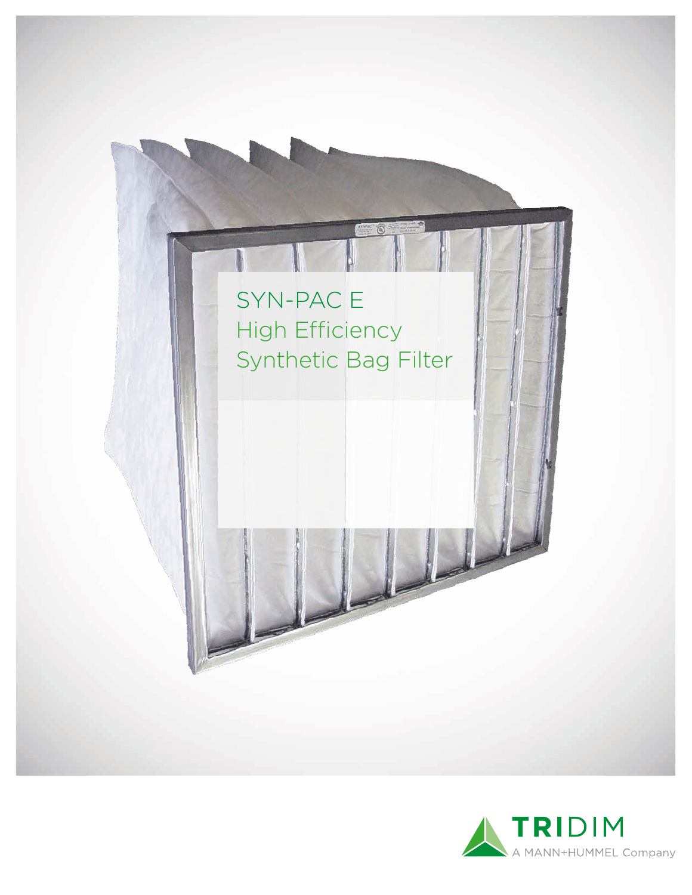# SYN-PAC E
# High Efficiency
# Synthetic Bag Filter

TRIDIM
A MANN+HUMMEL Company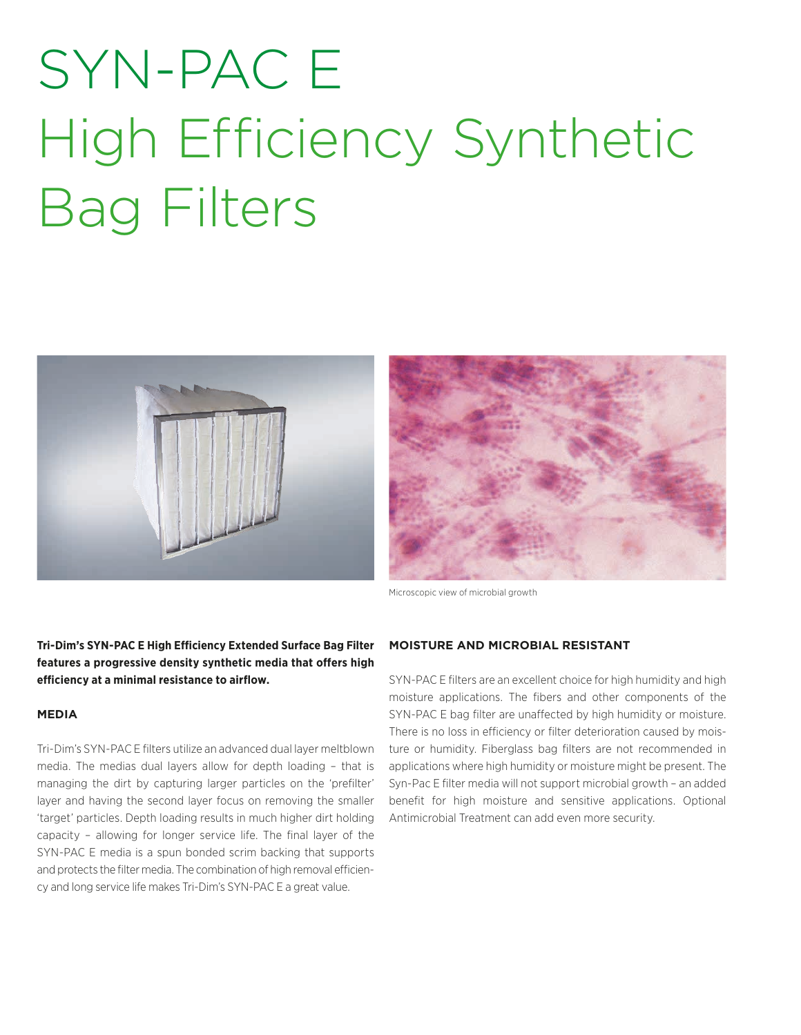# SYN-PAC E High Efficiency Synthetic Bag Filters

Microscopic view of microbial growth

**Tri-Dim's SYN-PAC E High Efficiency Extended Surface Bag Filter features a progressive density synthetic media that offers high efficiency at a minimal resistance to airflow.**

## MEDIA

Tri-Dim's SYN-PAC E filters utilize an advanced dual layer meltblown media. The medias dual layers allow for depth loading – that is managing the dirt by capturing larger particles on the 'prefilter' layer and having the second layer focus on removing the smaller 'target' particles. Depth loading results in much higher dirt holding capacity – allowing for longer service life. The final layer of the SYN-PAC E media is a spun bonded scrim backing that supports and protects the filter media. The combination of high removal efficiency and long service life makes Tri-Dim's SYN-PAC E a great value.

## MOISTURE AND MICROBIAL RESISTANT

SYN-PAC E filters are an excellent choice for high humidity and high moisture applications. The fibers and other components of the SYN-PAC E bag filter are unaffected by high humidity or moisture. There is no loss in efficiency or filter deterioration caused by moisture or humidity. Fiberglass bag filters are not recommended in applications where high humidity or moisture might be present. The Syn-Pac E filter media will not support microbial growth – an added benefit for high moisture and sensitive applications. Optional Antimicrobial Treatment can add even more security.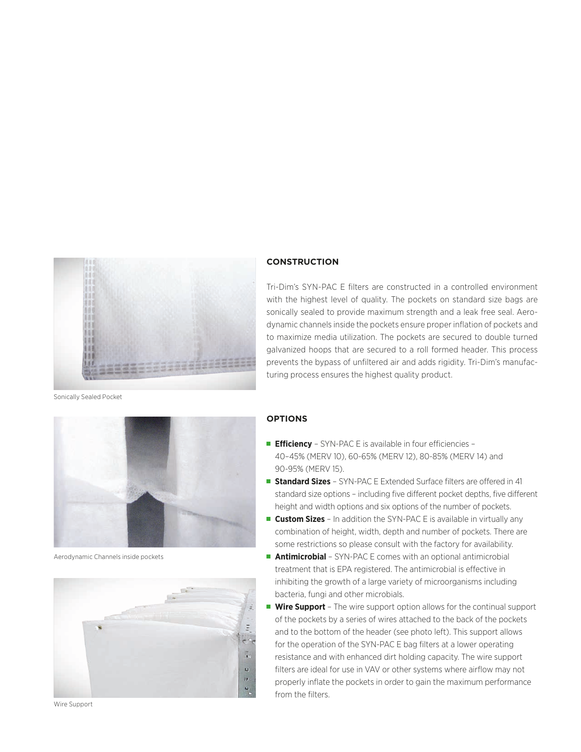Sonically Sealed Pocket

## CONSTRUCTION

Tri-Dim's SYN-PAC E filters are constructed in a controlled environment with the highest level of quality. The pockets on standard size bags are sonically sealed to provide maximum strength and a leak free seal. Aerodynamic channels inside the pockets ensure proper inflation of pockets and to maximize media utilization. The pockets are secured to double turned galvanized hoops that are secured to a roll formed header. This process prevents the bypass of unfiltered air and adds rigidity. Tri-Dim's manufacturing process ensures the highest quality product.

Aerodynamic Channels inside pockets

## OPTIONS

- **Efficiency** – SYN-PAC E is available in four efficiencies – 40–45% (MERV 10), 60-65% (MERV 12), 80-85% (MERV 14) and 90-95% (MERV 15).
- **Standard Sizes** – SYN-PAC E Extended Surface filters are offered in 41 standard size options – including five different pocket depths, five different height and width options and six options of the number of pockets.
- **Custom Sizes** – In addition the SYN-PAC E is available in virtually any combination of height, width, depth and number of pockets. There are some restrictions so please consult with the factory for availability.
- **Antimicrobial** – SYN-PAC E comes with an optional antimicrobial treatment that is EPA registered. The antimicrobial is effective in inhibiting the growth of a large variety of microorganisms including bacteria, fungi and other microbials.
- **Wire Support** – The wire support option allows for the continual support of the pockets by a series of wires attached to the back of the pockets and to the bottom of the header (see photo left). This support allows for the operation of the SYN-PAC E bag filters at a lower operating resistance and with enhanced dirt holding capacity. The wire support filters are ideal for use in VAV or other systems where airflow may not properly inflate the pockets in order to gain the maximum performance from the filters.

Wire Support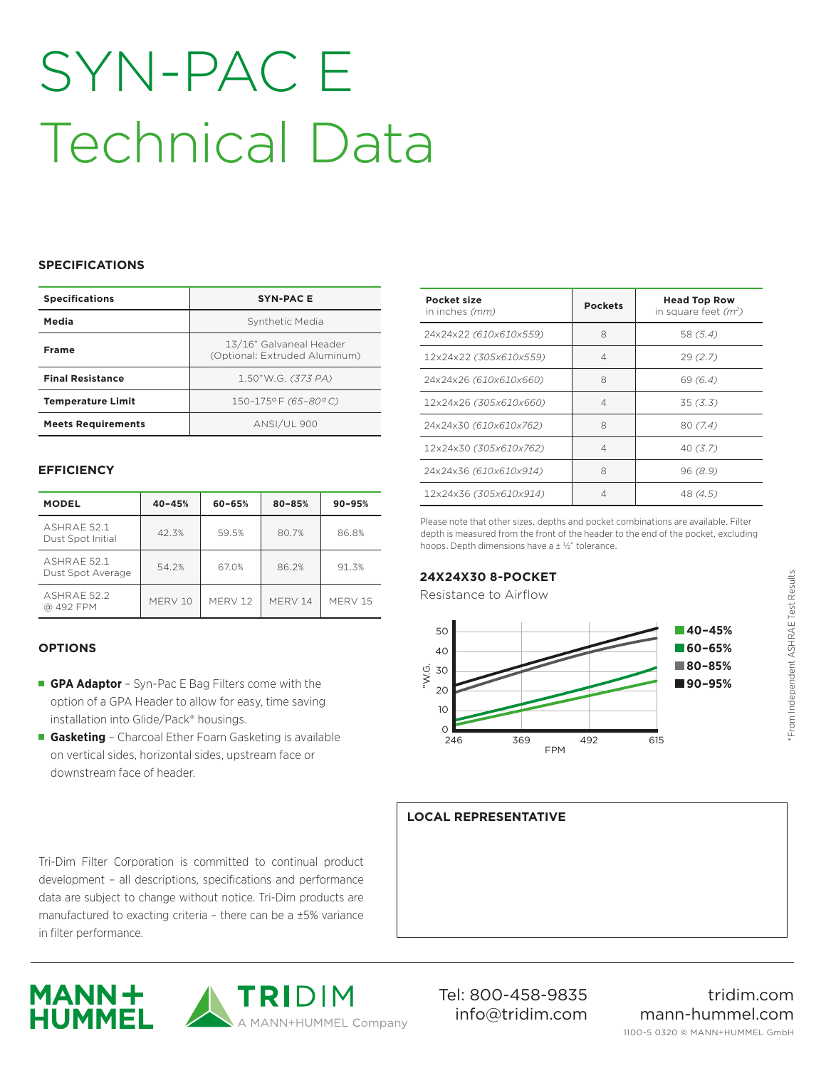#  SYN-PAC E Technical Data

### SPECIFICATIONS

| Specifications | SYN-PAC E |
|---|---|
| **Media** | Synthetic Media |
| **Frame** | 13/16" Galvaneal Header (Optional: Extruded Aluminum) |
| **Final Resistance** | 1.50"W.G. *(373 PA)* |
| **Temperature Limit** | 150–175°F *(65–80°C)* |
| **Meets Requirements** | ANSI/UL 900 |

### EFFICIENCY

| MODEL | 40–45% | 60–65% | 80–85% | 90–95% |
|---|---|---|---|---|
| ASHRAE 52.1 Dust Spot Initial | 42.3% | 59.5% | 80.7% | 86.8% |
| ASHRAE 52.1 Dust Spot Average | 54.2% | 67.0% | 86.2% | 91.3% |
| ASHRAE 52.2 @ 492 FPM | MERV 10 | MERV 12 | MERV 14 | MERV 15 |

### OPTIONS

- **GPA Adaptor** – Syn-Pac E Bag Filters come with the option of a GPA Header to allow for easy, time saving installation into Glide/Pack® housings.
- **Gasketing** – Charcoal Ether Foam Gasketing is available on vertical sides, horizontal sides, upstream face or downstream face of header.

| Pocket size in inches *(mm)* | Pockets | Head Top Row in square feet *($m^2$)* |
|---|---|---|
| 24x24x22 *(610x610x559)* | 8 | 58 *(5.4)* |
| 12x24x22 *(305x610x559)* | 4 | 29 *(2.7)* |
| 24x24x26 *(610x610x660)* | 8 | 69 *(6.4)* |
| 12x24x26 *(305x610x660)* | 4 | 35 *(3.3)* |
| 24x24x30 *(610x610x762)* | 8 | 80 *(7.4)* |
| 12x24x30 *(305x610x762)* | 4 | 40 *(3.7)* |
| 24x24x36 *(610x610x914)* | 8 | 96 *(8.9)* |
| 12x24x36 *(305x610x914)* | 4 | 48 *(4.5)* |

Please note that other sizes, depths and pocket combinations are available. Filter depth is measured from the front of the header to the end of the pocket, excluding hoops. Depth dimensions have a ± ½" tolerance.

### 24X24X30 8-POCKET

Resistance to Airflow

"W.G.: 0, 10, 20, 30, 40, 50

FPM: 246, 369, 492, 615

40–45%
60–65%
80–85%
90–95%

*From Independent ASHRAE Test Results

### LOCAL REPRESENTATIVE

Tri-Dim Filter Corporation is committed to continual product development – all descriptions, specifications and performance data are subject to change without notice. Tri-Dim products are manufactured to exacting criteria – there can be a ±5% variance in filter performance.

MANN+HUMMEL

TRIDIM A MANN+HUMMEL Company

Tel: 800-458-9835
info@tridim.com

tridim.com
mann-hummel.com

1100-5 0320 © MANN+HUMMEL GmbH